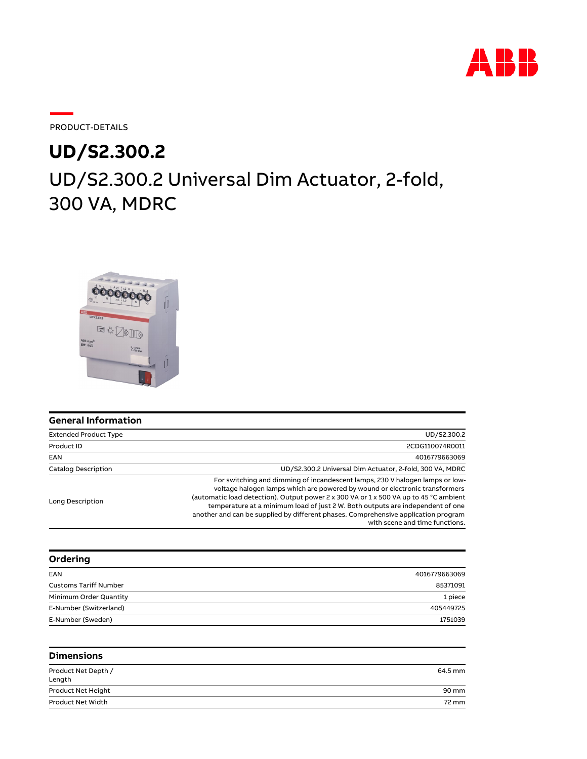PRODUCT-DETAILS

# UD/S2.300.2

## UD/S2.300.2 Universal Dim Actuator, 2-fold, 300 VA, MDRC

### General Information

| | |
|---|---|
| Extended Product Type | UD/S2.300.2 |
| Product ID | 2CDG110074R0011 |
| EAN | 4016779663069 |
| Catalog Description | UD/S2.300.2 Universal Dim Actuator, 2-fold, 300 VA, MDRC |
| Long Description | For switching and dimming of incandescent lamps, 230 V halogen lamps or low-voltage halogen lamps which are powered by wound or electronic transformers (automatic load detection). Output power 2 x 300 VA or 1 x 500 VA up to 45 °C ambient temperature at a minimum load of just 2 W. Both outputs are independent of one another and can be supplied by different phases. Comprehensive application program with scene and time functions. |

### Ordering

| | |
|---|---|
| EAN | 4016779663069 |
| Customs Tariff Number | 85371091 |
| Minimum Order Quantity | 1 piece |
| E-Number (Switzerland) | 405449725 |
| E-Number (Sweden) | 1751039 |

### Dimensions

| | |
|---|---|
| Product Net Depth / Length | 64.5 mm |
| Product Net Height | 90 mm |
| Product Net Width | 72 mm |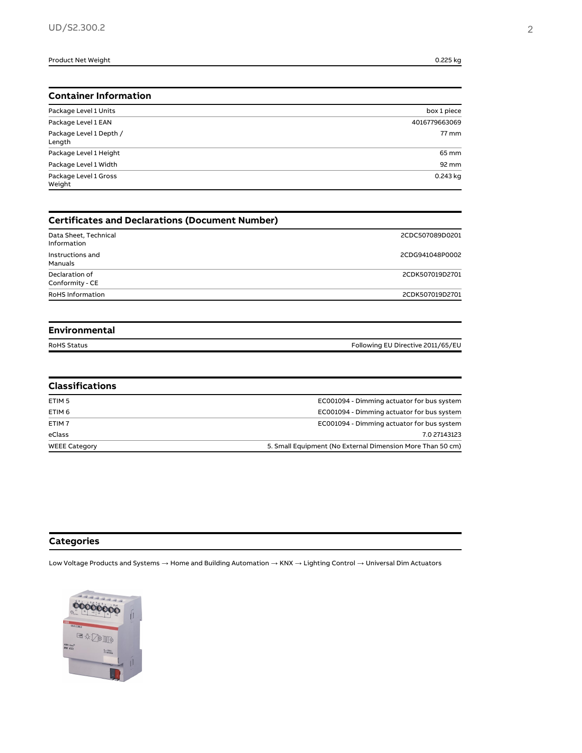| | |
|---|---|
| Product Net Weight | 0.225 kg |

## Container Information

| | |
|---|---|
| Package Level 1 Units | box 1 piece |
| Package Level 1 EAN | 4016779663069 |
| Package Level 1 Depth / Length | 77 mm |
| Package Level 1 Height | 65 mm |
| Package Level 1 Width | 92 mm |
| Package Level 1 Gross Weight | 0.243 kg |

## Certificates and Declarations (Document Number)

| | |
|---|---|
| Data Sheet, Technical Information | 2CDC507089D0201 |
| Instructions and Manuals | 2CDG941048P0002 |
| Declaration of Conformity - CE | 2CDK507019D2701 |
| RoHS Information | 2CDK507019D2701 |

## Environmental

| | |
|---|---|
| RoHS Status | Following EU Directive 2011/65/EU |

## Classifications

| | |
|---|---|
| ETIM 5 | EC001094 - Dimming actuator for bus system |
| ETIM 6 | EC001094 - Dimming actuator for bus system |
| ETIM 7 | EC001094 - Dimming actuator for bus system |
| eClass | 7.0 27143123 |
| WEEE Category | 5. Small Equipment (No External Dimension More Than 50 cm) |

## Categories

Low Voltage Products and Systems → Home and Building Automation → KNX → Lighting Control → Universal Dim Actuators